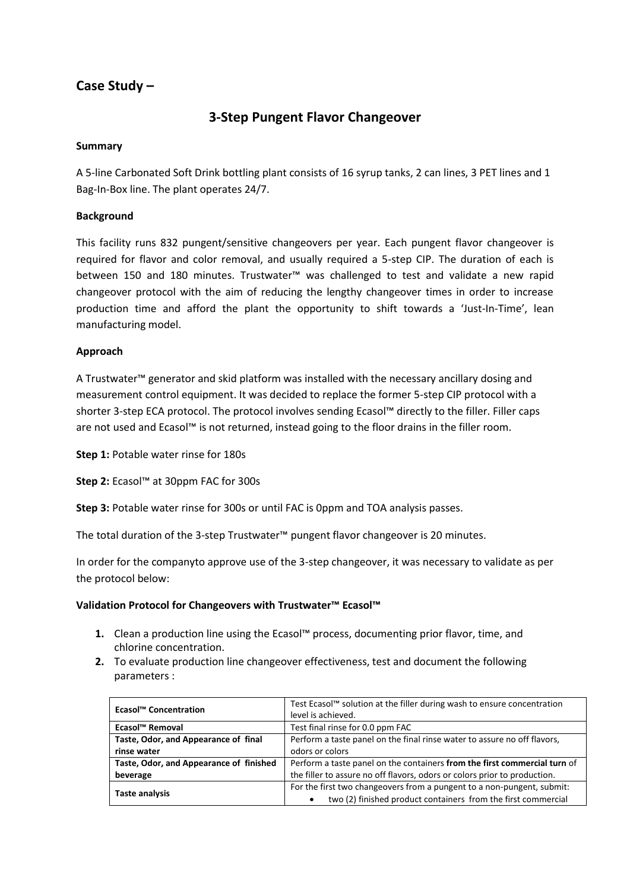## Case Study –

# 3-Step Pungent Flavor Changeover

**Summary**

A 5-line Carbonated Soft Drink bottling plant consists of 16 syrup tanks, 2 can lines, 3 PET lines and 1 Bag-In-Box line. The plant operates 24/7.

**Background**

This facility runs 832 pungent/sensitive changeovers per year. Each pungent flavor changeover is required for flavor and color removal, and usually required a 5-step CIP. The duration of each is between 150 and 180 minutes. Trustwater™ was challenged to test and validate a new rapid changeover protocol with the aim of reducing the lengthy changeover times in order to increase production time and afford the plant the opportunity to shift towards a 'Just-In-Time', lean manufacturing model.

**Approach**

A Trustwater™ generator and skid platform was installed with the necessary ancillary dosing and measurement control equipment. It was decided to replace the former 5-step CIP protocol with a shorter 3-step ECA protocol. The protocol involves sending Ecasol™ directly to the filler. Filler caps are not used and Ecasol™ is not returned, instead going to the floor drains in the filler room.

**Step 1:** Potable water rinse for 180s

**Step 2:** Ecasol™ at 30ppm FAC for 300s

**Step 3:** Potable water rinse for 300s or until FAC is 0ppm and TOA analysis passes.

The total duration of the 3-step Trustwater™ pungent flavor changeover is 20 minutes.

In order for the companyto approve use of the 3-step changeover, it was necessary to validate as per the protocol below:

**Validation Protocol for Changeovers with Trustwater™ Ecasol™**

1. Clean a production line using the Ecasol™ process, documenting prior flavor, time, and chlorine concentration.
2. To evaluate production line changeover effectiveness, test and document the following parameters :

| | |
|---|---|
| **Ecasol™ Concentration** | Test Ecasol™ solution at the filler during wash to ensure concentration level is achieved. |
| **Ecasol™ Removal** | Test final rinse for 0.0 ppm FAC |
| **Taste, Odor, and Appearance of final rinse water** | Perform a taste panel on the final rinse water to assure no off flavors, odors or colors |
| **Taste, Odor, and Appearance of finished beverage** | Perform a taste panel on the containers **from the first commercial turn** of the filler to assure no off flavors, odors or colors prior to production. |
| **Taste analysis** | For the first two changeovers from a pungent to a non-pungent, submit:<br>• two (2) finished product containers from the first commercial |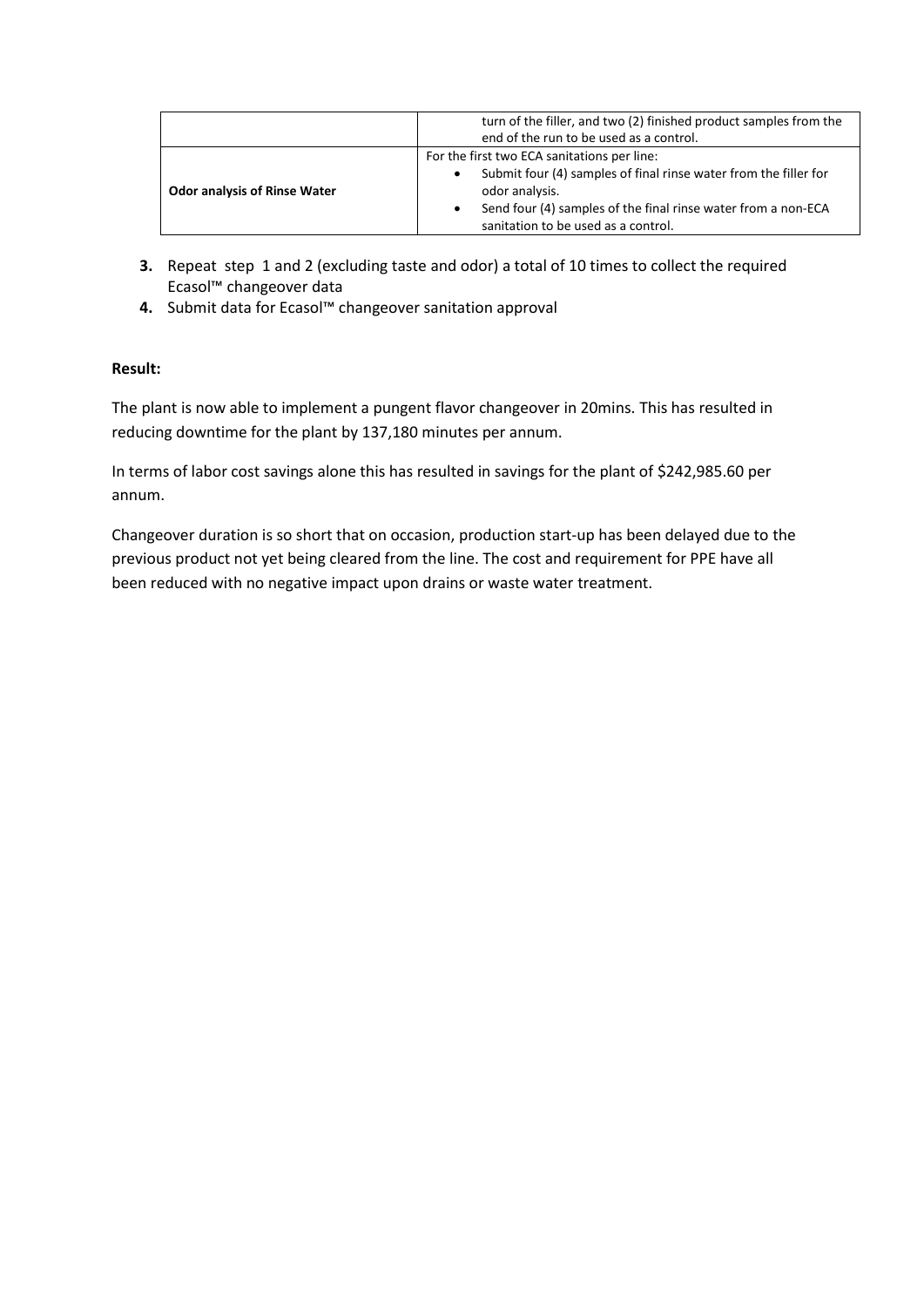| | |
|---|---|
| | turn of the filler, and two (2) finished product samples from the end of the run to be used as a control. |
| **Odor analysis of Rinse Water** | For the first two ECA sanitations per line:<br>• Submit four (4) samples of final rinse water from the filler for odor analysis.<br>• Send four (4) samples of the final rinse water from a non-ECA sanitation to be used as a control. |

3. Repeat step 1 and 2 (excluding taste and odor) a total of 10 times to collect the required Ecasol™ changeover data
4. Submit data for Ecasol™ changeover sanitation approval

**Result:**

The plant is now able to implement a pungent flavor changeover in 20mins. This has resulted in reducing downtime for the plant by 137,180 minutes per annum.

In terms of labor cost savings alone this has resulted in savings for the plant of $242,985.60 per annum.

Changeover duration is so short that on occasion, production start-up has been delayed due to the previous product not yet being cleared from the line. The cost and requirement for PPE have all been reduced with no negative impact upon drains or waste water treatment.